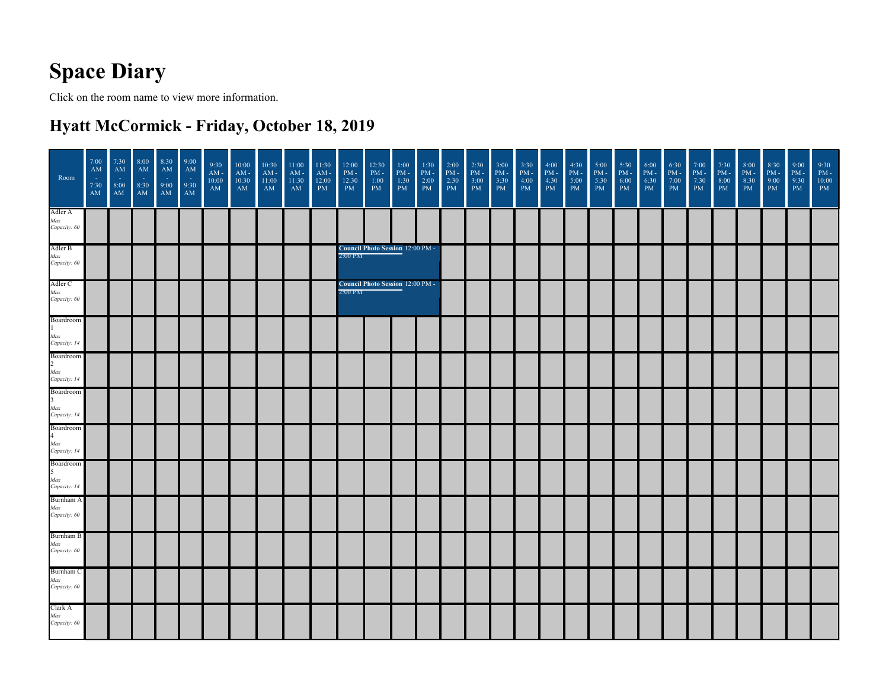# Space Diary

Click on the room name to view more information.

## Hyatt McCormick - Friday, October 18, 2019

| Room | 7:00 AM - 7:30 AM | 7:30 AM - 8:00 AM | 8:00 AM - 8:30 AM | 8:30 AM - 9:00 AM | 9:00 AM - 9:30 AM | 9:30 AM - 10:00 AM | 10:00 AM - 10:30 AM | 10:30 AM - 11:00 AM | 11:00 AM - 11:30 AM | 11:30 AM - 12:00 PM | 12:00 PM - 12:30 PM | 12:30 PM - 1:00 PM | 1:00 PM - 1:30 PM | 1:30 PM - 2:00 PM | 2:00 PM - 2:30 PM | 2:30 PM - 3:00 PM | 3:00 PM - 3:30 PM | 3:30 PM - 4:00 PM | 4:00 PM - 4:30 PM | 4:30 PM - 5:00 PM | 5:00 PM - 5:30 PM | 5:30 PM - 6:00 PM | 6:00 PM - 6:30 PM | 6:30 PM - 7:00 PM | 7:00 PM - 7:30 PM | 7:30 PM - 8:00 PM | 8:00 PM - 8:30 PM | 8:30 PM - 9:00 PM | 9:00 PM - 9:30 PM | 9:30 PM - 10:00 PM |
|---|---|---|---|---|---|---|---|---|---|---|---|---|---|---|---|---|---|---|---|---|---|---|---|---|---|---|---|---|---|---|
| Adler A *Max Capacity: 60* | | | | | | | | | | | | | | | | | | | | | | | | | | | | | | |
| Adler B *Max Capacity: 60* | | | | | | | | | | | **Council Photo Session** 12:00 PM - 2:00 PM | | | | | | | | | | | | | | | | | | | |
| Adler C *Max Capacity: 60* | | | | | | | | | | | **Council Photo Session** 12:00 PM - 2:00 PM | | | | | | | | | | | | | | | | | | | |
| Boardroom 1 *Max Capacity: 14* | | | | | | | | | | | | | | | | | | | | | | | | | | | | | | |
| Boardroom 2 *Max Capacity: 14* | | | | | | | | | | | | | | | | | | | | | | | | | | | | | | |
| Boardroom 3 *Max Capacity: 14* | | | | | | | | | | | | | | | | | | | | | | | | | | | | | | |
| Boardroom 4 *Max Capacity: 14* | | | | | | | | | | | | | | | | | | | | | | | | | | | | | | |
| Boardroom 5 *Max Capacity: 14* | | | | | | | | | | | | | | | | | | | | | | | | | | | | | | |
| Burnham A *Max Capacity: 60* | | | | | | | | | | | | | | | | | | | | | | | | | | | | | | |
| Burnham B *Max Capacity: 60* | | | | | | | | | | | | | | | | | | | | | | | | | | | | | | |
| Burnham C *Max Capacity: 60* | | | | | | | | | | | | | | | | | | | | | | | | | | | | | | |
| Clark A *Max Capacity: 60* | | | | | | | | | | | | | | | | | | | | | | | | | | | | | | |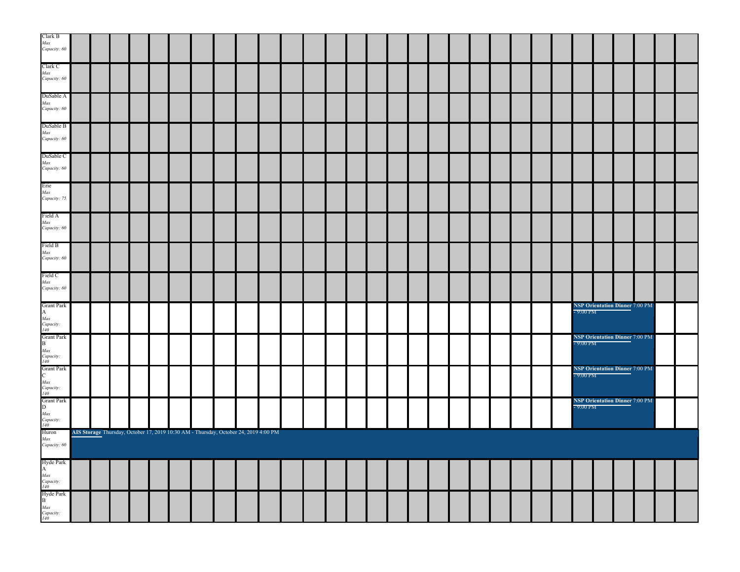| | | | | | | | | | | | | | | | | | | | | | | | | | | | | | | |
|---|---|---|---|---|---|---|---|---|---|---|---|---|---|---|---|---|---|---|---|---|---|---|---|---|---|---|---|---|---|---|
| Clark B *Max Capacity: 60* | | | | | | | | | | | | | | | | | | | | | | | | | | | | | | |
| Clark C *Max Capacity: 60* | | | | | | | | | | | | | | | | | | | | | | | | | | | | | | |
| DuSable A *Max Capacity: 60* | | | | | | | | | | | | | | | | | | | | | | | | | | | | | | |
| DuSable B *Max Capacity: 60* | | | | | | | | | | | | | | | | | | | | | | | | | | | | | | |
| DuSable C *Max Capacity: 60* | | | | | | | | | | | | | | | | | | | | | | | | | | | | | | |
| Erie *Max Capacity: 75* | | | | | | | | | | | | | | | | | | | | | | | | | | | | | | |
| Field A *Max Capacity: 60* | | | | | | | | | | | | | | | | | | | | | | | | | | | | | | |
| Field B *Max Capacity: 60* | | | | | | | | | | | | | | | | | | | | | | | | | | | | | | |
| Field C *Max Capacity: 60* | | | | | | | | | | | | | | | | | | | | | | | | | | | | | | |
| Grant Park A *Max Capacity: 140* | | | | | | | | | | | | | | | | | | | | | | | | | **NSP Orientation Dinner** 7:00 PM - 9:00 PM | | | | | |
| Grant Park B *Max Capacity: 140* | | | | | | | | | | | | | | | | | | | | | | | | | **NSP Orientation Dinner** 7:00 PM - 9:00 PM | | | | | |
| Grant Park C *Max Capacity: 140* | | | | | | | | | | | | | | | | | | | | | | | | | **NSP Orientation Dinner** 7:00 PM - 9:00 PM | | | | | |
| Grant Park D *Max Capacity: 140* | | | | | | | | | | | | | | | | | | | | | | | | | **NSP Orientation Dinner** 7:00 PM - 9:00 PM | | | | | |
| Huron *Max Capacity: 60* | **AIS Storage** Thursday, October 17, 2019 10:30 AM - Thursday, October 24, 2019 4:00 PM | | | | | | | | | | | | | | | | | | | | | | | | | | | | | |
| Hyde Park A *Max Capacity: 140* | | | | | | | | | | | | | | | | | | | | | | | | | | | | | | |
| Hyde Park B *Max Capacity: 140* | | | | | | | | | | | | | | | | | | | | | | | | | | | | | | |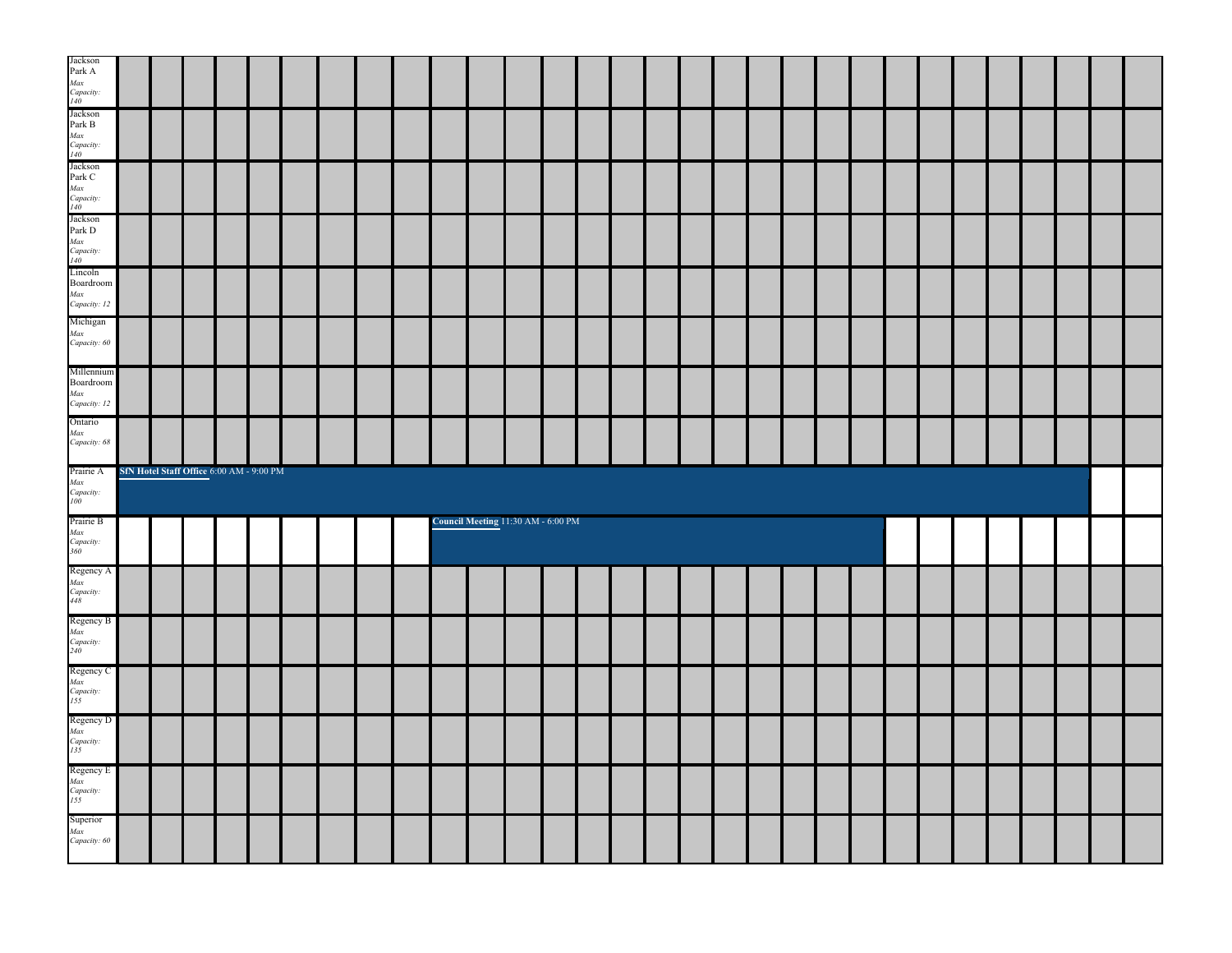| | |
|---|---|
| Jackson Park A *Max Capacity: 140* | |
| Jackson Park B *Max Capacity: 140* | |
| Jackson Park C *Max Capacity: 140* | |
| Jackson Park D *Max Capacity: 140* | |
| Lincoln Boardroom *Max Capacity: 12* | |
| Michigan *Max Capacity: 60* | |
| Millennium Boardroom *Max Capacity: 12* | |
| Ontario *Max Capacity: 68* | |
| Prairie A *Max Capacity: 100* | **SfN Hotel Staff Office** 6:00 AM - 9:00 PM |
| Prairie B *Max Capacity: 360* | **Council Meeting** 11:30 AM - 6:00 PM |
| Regency A *Max Capacity: 448* | |
| Regency B *Max Capacity: 240* | |
| Regency C *Max Capacity: 155* | |
| Regency D *Max Capacity: 135* | |
| Regency E *Max Capacity: 155* | |
| Superior *Max Capacity: 60* | |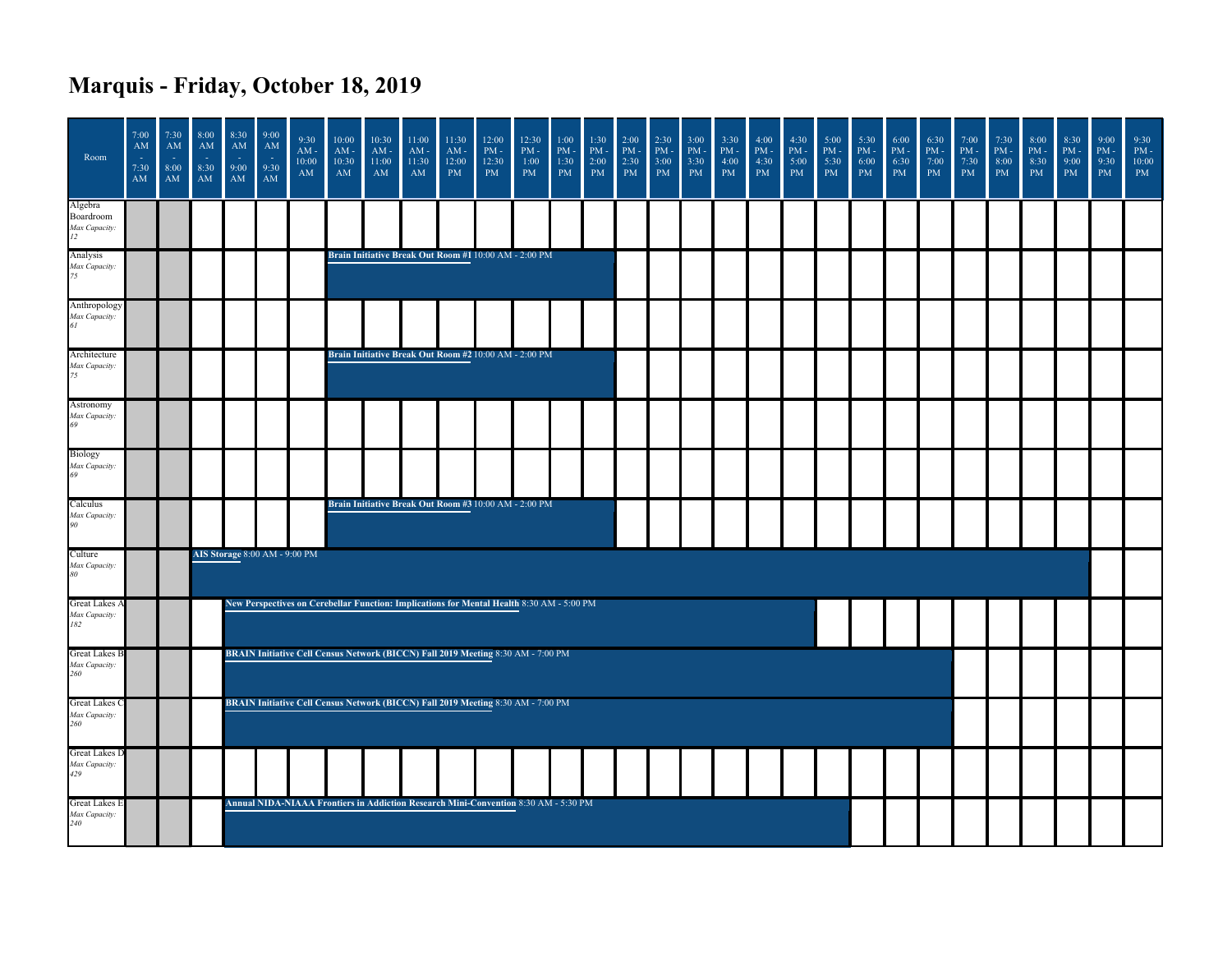# Marquis - Friday, October 18, 2019

| Room | 7:00 AM - 7:30 AM | 7:30 AM - 8:00 AM | 8:00 AM - 8:30 AM | 8:30 AM - 9:00 AM | 9:00 AM - 9:30 AM | 9:30 AM - 10:00 AM | 10:00 AM - 10:30 AM | 10:30 AM - 11:00 AM | 11:00 AM - 11:30 AM | 11:30 AM - 12:00 PM | 12:00 PM - 12:30 PM | 12:30 PM - 1:00 PM | 1:00 PM - 1:30 PM | 1:30 PM - 2:00 PM | 2:00 PM - 2:30 PM | 2:30 PM - 3:00 PM | 3:00 PM - 3:30 PM | 3:30 PM - 4:00 PM | 4:00 PM - 4:30 PM | 4:30 PM - 5:00 PM | 5:00 PM - 5:30 PM | 5:30 PM - 6:00 PM | 6:00 PM - 6:30 PM | 6:30 PM - 7:00 PM | 7:00 PM - 7:30 PM | 7:30 PM - 8:00 PM | 8:00 PM - 8:30 PM | 8:30 PM - 9:00 PM | 9:00 PM - 9:30 PM | 9:30 PM - 10:00 PM |
|---|---|---|---|---|---|---|---|---|---|---|---|---|---|---|---|---|---|---|---|---|---|---|---|---|---|---|---|---|---|---|
| Algebra Boardroom *Max Capacity: 12* | | | | | | | | | | | | | | | | | | | | | | | | | | | | | | |
| Analysis *Max Capacity: 75* | | | | | | | **Brain Initiative Break Out Room #1** 10:00 AM - 2:00 PM | | | | | | | | | | | | | | | | | | | | | | | |
| Anthropology *Max Capacity: 61* | | | | | | | | | | | | | | | | | | | | | | | | | | | | | | |
| Architecture *Max Capacity: 75* | | | | | | | **Brain Initiative Break Out Room #2** 10:00 AM - 2:00 PM | | | | | | | | | | | | | | | | | | | | | | | |
| Astronomy *Max Capacity: 69* | | | | | | | | | | | | | | | | | | | | | | | | | | | | | | |
| Biology *Max Capacity: 69* | | | | | | | | | | | | | | | | | | | | | | | | | | | | | | |
| Calculus *Max Capacity: 90* | | | | | | | **Brain Initiative Break Out Room #3** 10:00 AM - 2:00 PM | | | | | | | | | | | | | | | | | | | | | | | |
| Culture *Max Capacity: 80* | | | **AIS Storage** 8:00 AM - 9:00 PM | | | | | | | | | | | | | | | | | | | | | | | | | | | |
| Great Lakes A *Max Capacity: 182* | | | | **New Perspectives on Cerebellar Function: Implications for Mental Health** 8:30 AM - 5:00 PM | | | | | | | | | | | | | | | | | | | | | | | | | | |
| Great Lakes B *Max Capacity: 260* | | | | **BRAIN Initiative Cell Census Network (BICCN) Fall 2019 Meeting** 8:30 AM - 7:00 PM | | | | | | | | | | | | | | | | | | | | | | | | | | |
| Great Lakes C *Max Capacity: 260* | | | | **BRAIN Initiative Cell Census Network (BICCN) Fall 2019 Meeting** 8:30 AM - 7:00 PM | | | | | | | | | | | | | | | | | | | | | | | | | | |
| Great Lakes D *Max Capacity: 429* | | | | | | | | | | | | | | | | | | | | | | | | | | | | | | |
| Great Lakes E *Max Capacity: 240* | | | | **Annual NIDA-NIAAA Frontiers in Addiction Research Mini-Convention** 8:30 AM - 5:30 PM | | | | | | | | | | | | | | | | | | | | | | | | | | |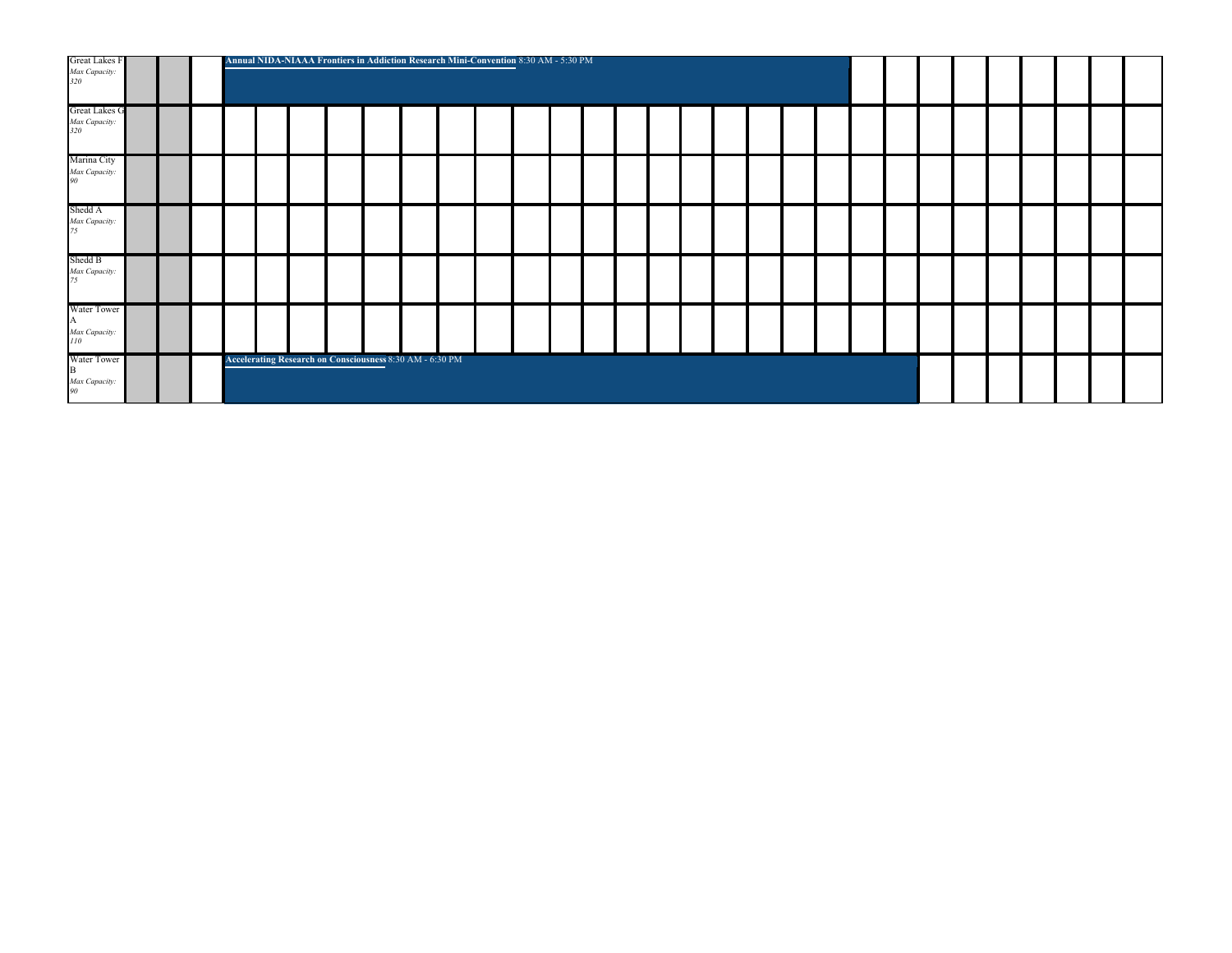| | | | | | | | | | | | | | | | | | | | | | | | | | | | | | | |
|---|---|---|---|---|---|---|---|---|---|---|---|---|---|---|---|---|---|---|---|---|---|---|---|---|---|---|---|---|---|---|
| Great Lakes F *Max Capacity: 320* | | | | **Annual NIDA-NIAAA Frontiers in Addiction Research Mini-Convention** 8:30 AM - 5:30 PM | | | | | | | | | | | | | | | | | | | | | | | | | | |
| Great Lakes G *Max Capacity: 320* | | | | | | | | | | | | | | | | | | | | | | | | | | | | | | |
| Marina City *Max Capacity: 90* | | | | | | | | | | | | | | | | | | | | | | | | | | | | | | |
| Shedd A *Max Capacity: 75* | | | | | | | | | | | | | | | | | | | | | | | | | | | | | | |
| Shedd B *Max Capacity: 75* | | | | | | | | | | | | | | | | | | | | | | | | | | | | | | |
| Water Tower A *Max Capacity: 110* | | | | | | | | | | | | | | | | | | | | | | | | | | | | | | |
| Water Tower B *Max Capacity: 90* | | | | **Accelerating Research on Consciousness** 8:30 AM - 6:30 PM | | | | | | | | | | | | | | | | | | | | | | | | | | |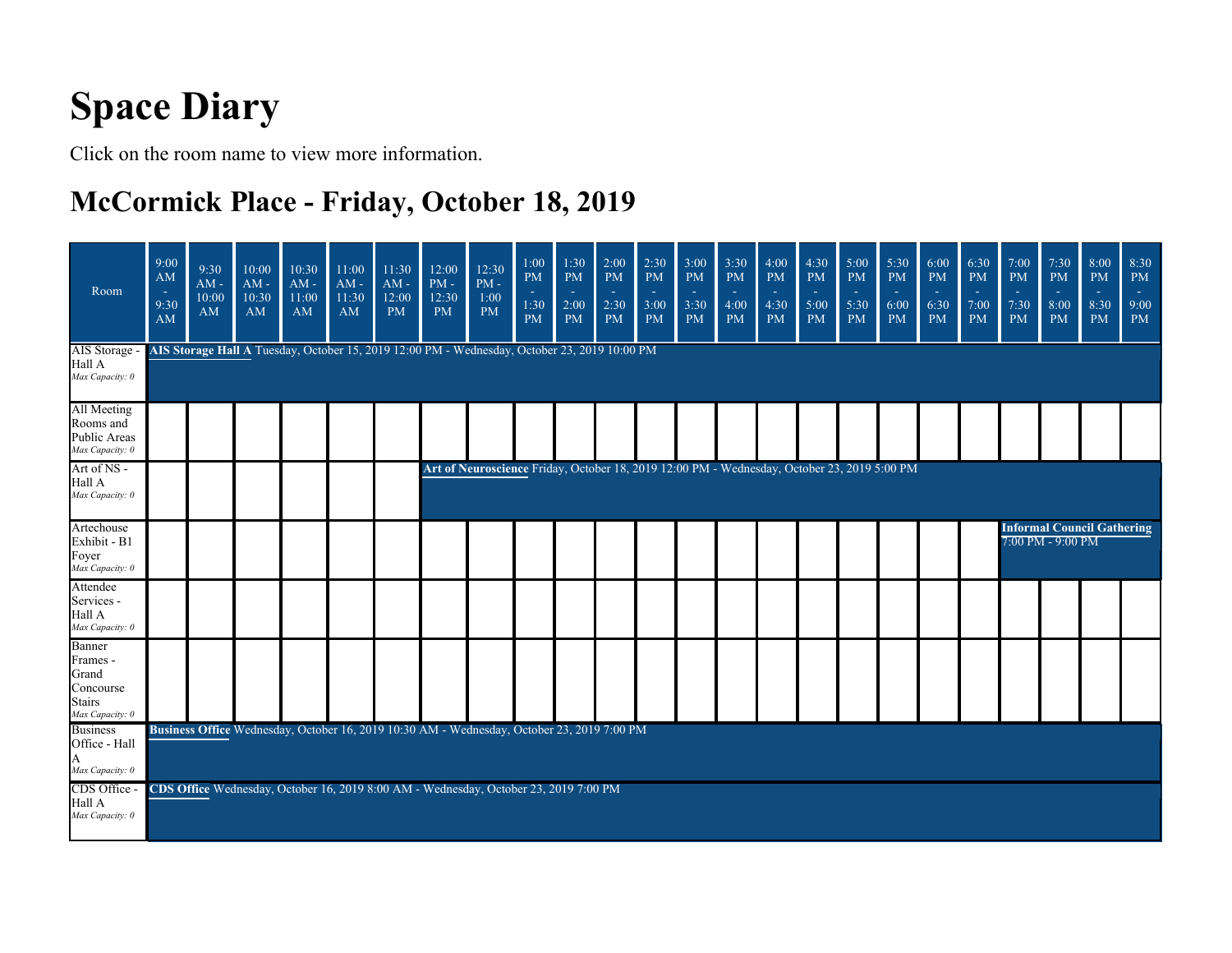# Space Diary

Click on the room name to view more information.

## McCormick Place - Friday, October 18, 2019

| Room | 9:00 AM - 9:30 AM | 9:30 AM - 10:00 AM | 10:00 AM - 10:30 AM | 10:30 AM - 11:00 AM | 11:00 AM - 11:30 AM | 11:30 AM - 12:00 PM | 12:00 PM - 12:30 PM | 12:30 PM - 1:00 PM | 1:00 PM - 1:30 PM | 1:30 PM - 2:00 PM | 2:00 PM - 2:30 PM | 2:30 PM - 3:00 PM | 3:00 PM - 3:30 PM | 3:30 PM - 4:00 PM | 4:00 PM - 4:30 PM | 4:30 PM - 5:00 PM | 5:00 PM - 5:30 PM | 5:30 PM - 6:00 PM | 6:00 PM - 6:30 PM | 6:30 PM - 7:00 PM | 7:00 PM - 7:30 PM | 7:30 PM - 8:00 PM | 8:00 PM - 8:30 PM | 8:30 PM - 9:00 PM |
|---|---|---|---|---|---|---|---|---|---|---|---|---|---|---|---|---|---|---|---|---|---|---|---|---|
| AIS Storage - Hall A *Max Capacity: 0* | **AIS Storage Hall A** Tuesday, October 15, 2019 12:00 PM - Wednesday, October 23, 2019 10:00 PM | | | | | | | | | | | | | | | | | | | | | | | |
| All Meeting Rooms and Public Areas *Max Capacity: 0* | | | | | | | | | | | | | | | | | | | | | | | | |
| Art of NS - Hall A *Max Capacity: 0* | | | | | | | **Art of Neuroscience** Friday, October 18, 2019 12:00 PM - Wednesday, October 23, 2019 5:00 PM | | | | | | | | | | | | | | | | | |
| Artechouse Exhibit - B1 Foyer *Max Capacity: 0* | | | | | | | | | | | | | | | | | | | | | **Informal Council Gathering** 7:00 PM - 9:00 PM | | | |
| Attendee Services - Hall A *Max Capacity: 0* | | | | | | | | | | | | | | | | | | | | | | | | |
| Banner Frames - Grand Concourse Stairs *Max Capacity: 0* | | | | | | | | | | | | | | | | | | | | | | | | |
| Business Office - Hall A *Max Capacity: 0* | **Business Office** Wednesday, October 16, 2019 10:30 AM - Wednesday, October 23, 2019 7:00 PM | | | | | | | | | | | | | | | | | | | | | | | |
| CDS Office - Hall A *Max Capacity: 0* | **CDS Office** Wednesday, October 16, 2019 8:00 AM - Wednesday, October 23, 2019 7:00 PM | | | | | | | | | | | | | | | | | | | | | | | |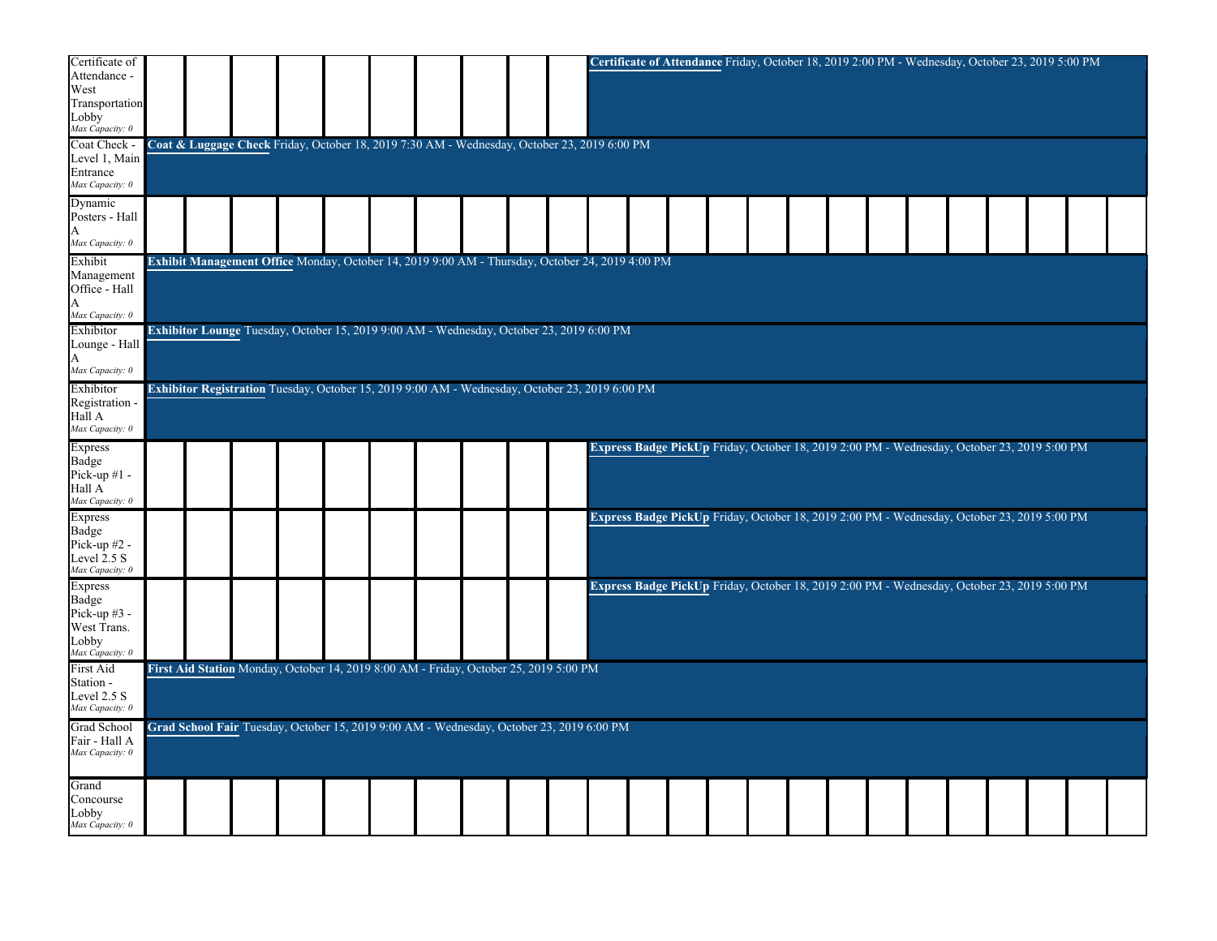| | |
|---|---|
| Certificate of Attendance - West Transportation Lobby *Max Capacity: 0* | **Certificate of Attendance** Friday, October 18, 2019 2:00 PM - Wednesday, October 23, 2019 5:00 PM |
| Coat Check - Level 1, Main Entrance *Max Capacity: 0* | **Coat & Luggage Check** Friday, October 18, 2019 7:30 AM - Wednesday, October 23, 2019 6:00 PM |
| Dynamic Posters - Hall A *Max Capacity: 0* | |
| Exhibit Management Office - Hall A *Max Capacity: 0* | **Exhibit Management Office** Monday, October 14, 2019 9:00 AM - Thursday, October 24, 2019 4:00 PM |
| Exhibitor Lounge - Hall A *Max Capacity: 0* | **Exhibitor Lounge** Tuesday, October 15, 2019 9:00 AM - Wednesday, October 23, 2019 6:00 PM |
| Exhibitor Registration - Hall A *Max Capacity: 0* | **Exhibitor Registration** Tuesday, October 15, 2019 9:00 AM - Wednesday, October 23, 2019 6:00 PM |
| Express Badge Pick-up #1 - Hall A *Max Capacity: 0* | **Express Badge PickUp** Friday, October 18, 2019 2:00 PM - Wednesday, October 23, 2019 5:00 PM |
| Express Badge Pick-up #2 - Level 2.5 S *Max Capacity: 0* | **Express Badge PickUp** Friday, October 18, 2019 2:00 PM - Wednesday, October 23, 2019 5:00 PM |
| Express Badge Pick-up #3 - West Trans. Lobby *Max Capacity: 0* | **Express Badge PickUp** Friday, October 18, 2019 2:00 PM - Wednesday, October 23, 2019 5:00 PM |
| First Aid Station - Level 2.5 S *Max Capacity: 0* | **First Aid Station** Monday, October 14, 2019 8:00 AM - Friday, October 25, 2019 5:00 PM |
| Grad School Fair - Hall A *Max Capacity: 0* | **Grad School Fair** Tuesday, October 15, 2019 9:00 AM - Wednesday, October 23, 2019 6:00 PM |
| Grand Concourse Lobby *Max Capacity: 0* | |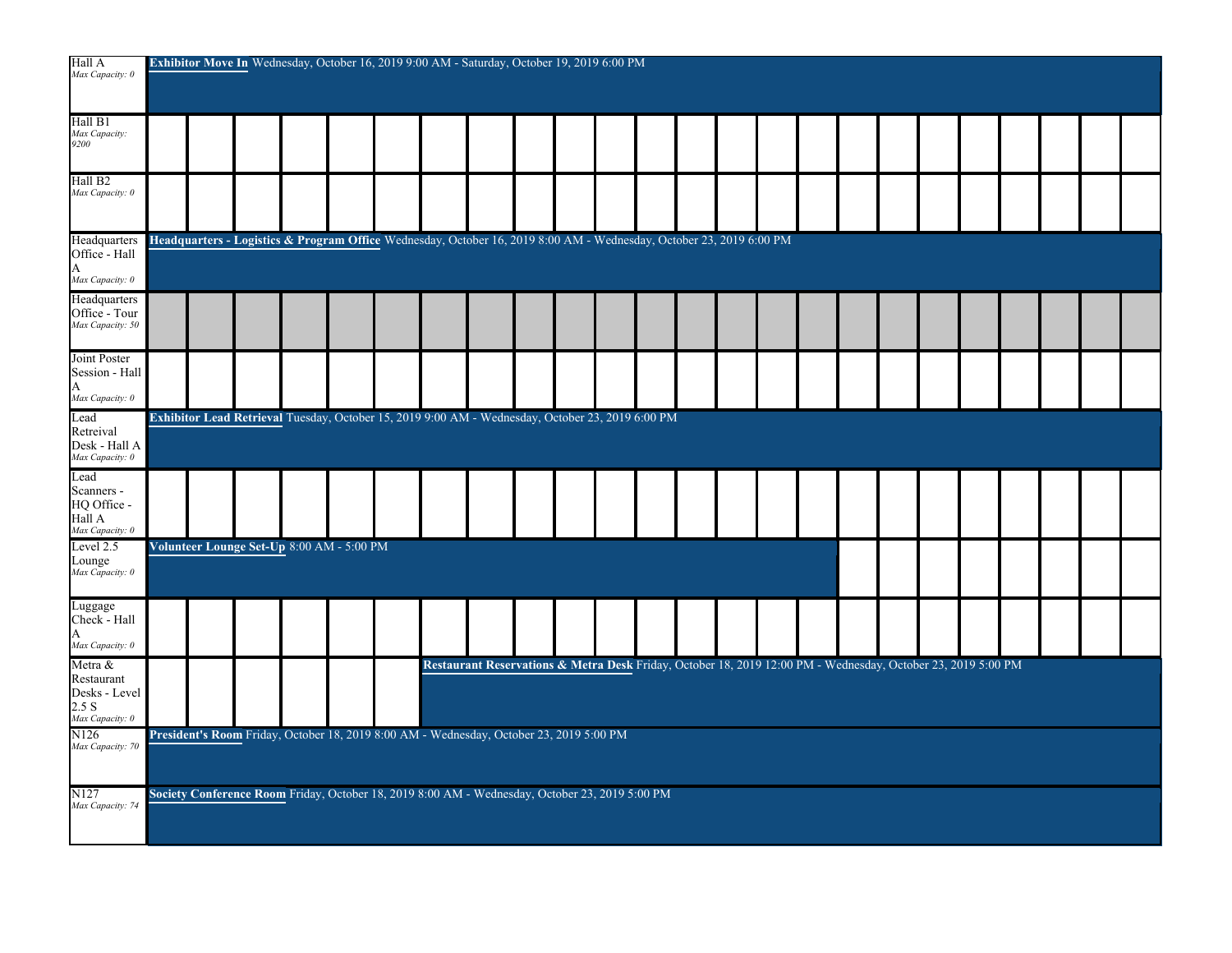| Room | Schedule |
| --- | --- |
| Hall A *Max Capacity: 0* | **Exhibitor Move In** Wednesday, October 16, 2019 9:00 AM - Saturday, October 19, 2019 6:00 PM |
| Hall B1 *Max Capacity: 9200* | |
| Hall B2 *Max Capacity: 0* | |
| Headquarters Office - Hall A *Max Capacity: 0* | **Headquarters - Logistics & Program Office** Wednesday, October 16, 2019 8:00 AM - Wednesday, October 23, 2019 6:00 PM |
| Headquarters Office - Tour *Max Capacity: 50* | |
| Joint Poster Session - Hall A *Max Capacity: 0* | |
| Lead Retreival Desk - Hall A *Max Capacity: 0* | **Exhibitor Lead Retrieval** Tuesday, October 15, 2019 9:00 AM - Wednesday, October 23, 2019 6:00 PM |
| Lead Scanners - HQ Office - Hall A *Max Capacity: 0* | |
| Level 2.5 Lounge *Max Capacity: 0* | **Volunteer Lounge Set-Up** 8:00 AM - 5:00 PM |
| Luggage Check - Hall A *Max Capacity: 0* | |
| Metra & Restaurant Desks - Level 2.5 S *Max Capacity: 0* | **Restaurant Reservations & Metra Desk** Friday, October 18, 2019 12:00 PM - Wednesday, October 23, 2019 5:00 PM |
| N126 *Max Capacity: 70* | **President's Room** Friday, October 18, 2019 8:00 AM - Wednesday, October 23, 2019 5:00 PM |
| N127 *Max Capacity: 74* | **Society Conference Room** Friday, October 18, 2019 8:00 AM - Wednesday, October 23, 2019 5:00 PM |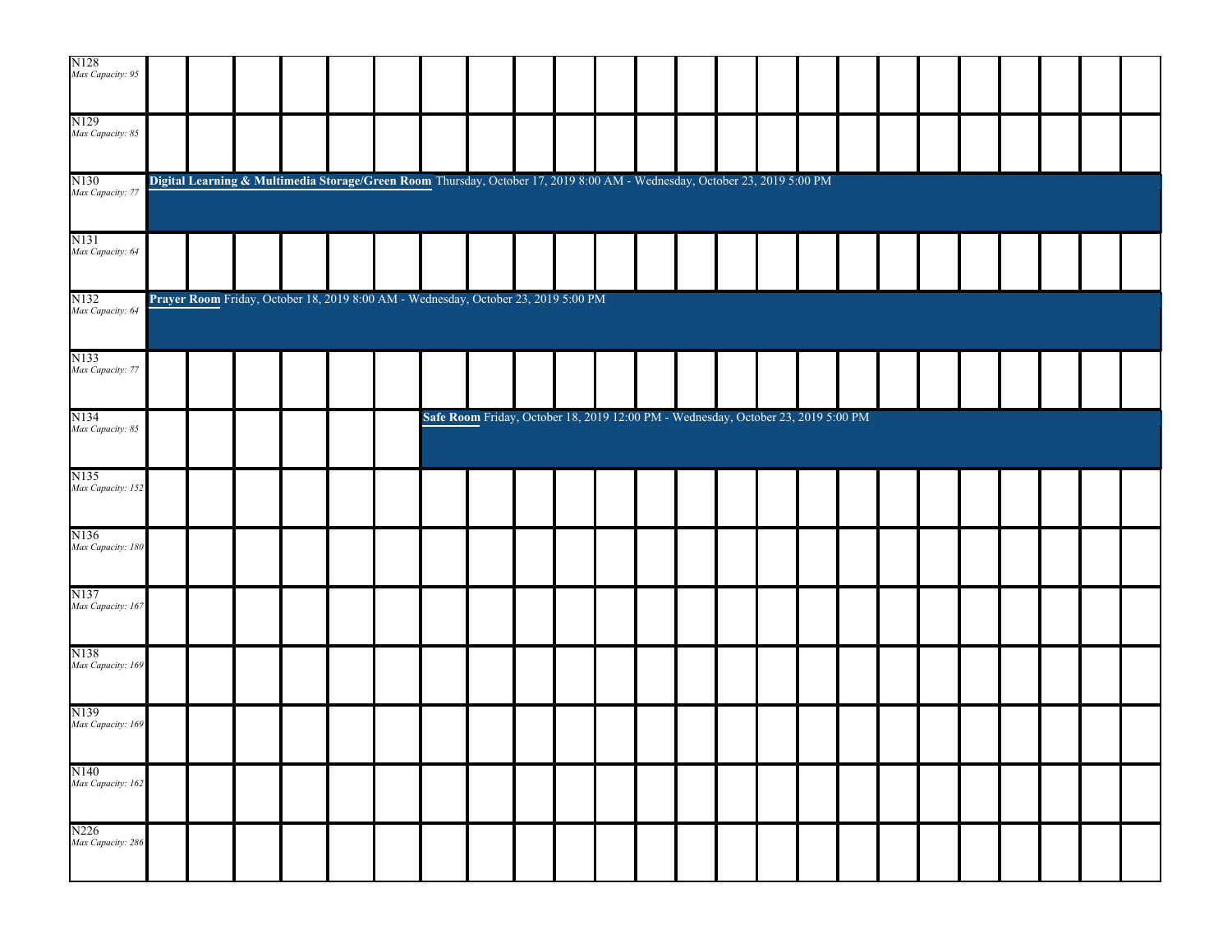| | |
|---|---|
| N128<br>*Max Capacity: 95* | |
| N129<br>*Max Capacity: 85* | |
| N130<br>*Max Capacity: 77* | **Digital Learning & Multimedia Storage/Green Room** Thursday, October 17, 2019 8:00 AM - Wednesday, October 23, 2019 5:00 PM |
| N131<br>*Max Capacity: 64* | |
| N132<br>*Max Capacity: 64* | **Prayer Room** Friday, October 18, 2019 8:00 AM - Wednesday, October 23, 2019 5:00 PM |
| N133<br>*Max Capacity: 77* | |
| N134<br>*Max Capacity: 85* | **Safe Room** Friday, October 18, 2019 12:00 PM - Wednesday, October 23, 2019 5:00 PM |
| N135<br>*Max Capacity: 152* | |
| N136<br>*Max Capacity: 180* | |
| N137<br>*Max Capacity: 167* | |
| N138<br>*Max Capacity: 169* | |
| N139<br>*Max Capacity: 169* | |
| N140<br>*Max Capacity: 162* | |
| N226<br>*Max Capacity: 286* | |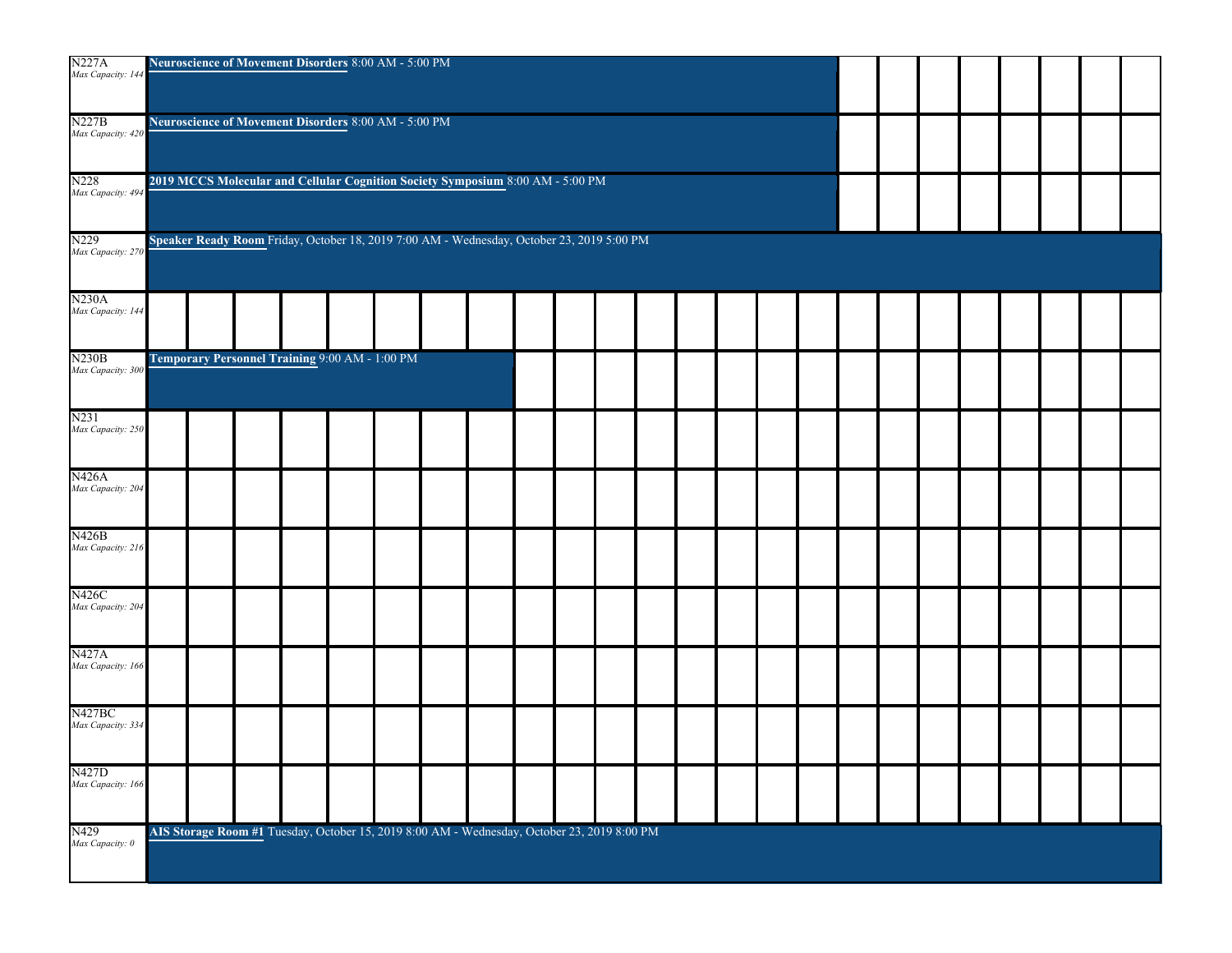| | |
|---|---|
| N227A *Max Capacity: 144* | **Neuroscience of Movement Disorders** 8:00 AM - 5:00 PM |
| N227B *Max Capacity: 420* | **Neuroscience of Movement Disorders** 8:00 AM - 5:00 PM |
| N228 *Max Capacity: 494* | **2019 MCCS Molecular and Cellular Cognition Society Symposium** 8:00 AM - 5:00 PM |
| N229 *Max Capacity: 270* | **Speaker Ready Room** Friday, October 18, 2019 7:00 AM - Wednesday, October 23, 2019 5:00 PM |
| N230A *Max Capacity: 144* | |
| N230B *Max Capacity: 300* | **Temporary Personnel Training** 9:00 AM - 1:00 PM |
| N231 *Max Capacity: 250* | |
| N426A *Max Capacity: 204* | |
| N426B *Max Capacity: 216* | |
| N426C *Max Capacity: 204* | |
| N427A *Max Capacity: 166* | |
| N427BC *Max Capacity: 334* | |
| N427D *Max Capacity: 166* | |
| N429 *Max Capacity: 0* | **AIS Storage Room #1** Tuesday, October 15, 2019 8:00 AM - Wednesday, October 23, 2019 8:00 PM |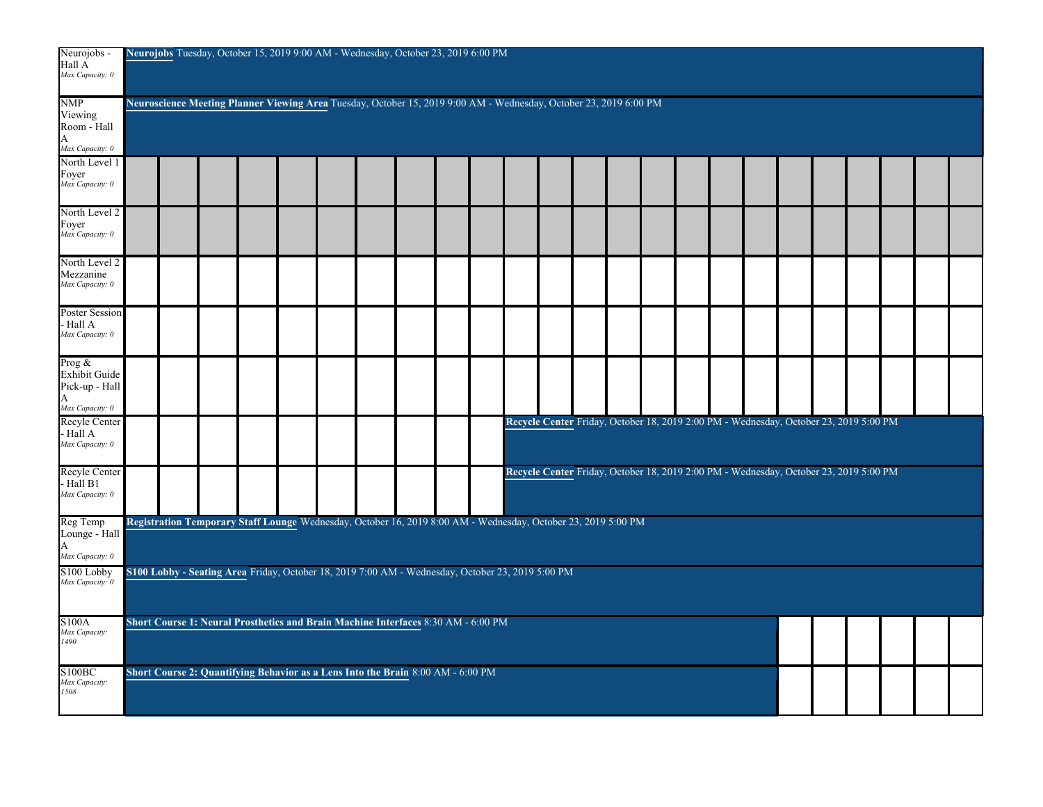| | |
|---|---|
| Neurojobs - Hall A *Max Capacity: 0* | **Neurojobs** Tuesday, October 15, 2019 9:00 AM - Wednesday, October 23, 2019 6:00 PM |
| NMP Viewing Room - Hall A *Max Capacity: 0* | **Neuroscience Meeting Planner Viewing Area** Tuesday, October 15, 2019 9:00 AM - Wednesday, October 23, 2019 6:00 PM |
| North Level 1 Foyer *Max Capacity: 0* | |
| North Level 2 Foyer *Max Capacity: 0* | |
| North Level 2 Mezzanine *Max Capacity: 0* | |
| Poster Session - Hall A *Max Capacity: 0* | |
| Prog & Exhibit Guide Pick-up - Hall A *Max Capacity: 0* | |
| Recyle Center - Hall A *Max Capacity: 0* | **Recycle Center** Friday, October 18, 2019 2:00 PM - Wednesday, October 23, 2019 5:00 PM |
| Recyle Center - Hall B1 *Max Capacity: 0* | **Recycle Center** Friday, October 18, 2019 2:00 PM - Wednesday, October 23, 2019 5:00 PM |
| Reg Temp Lounge - Hall A *Max Capacity: 0* | **Registration Temporary Staff Lounge** Wednesday, October 16, 2019 8:00 AM - Wednesday, October 23, 2019 5:00 PM |
| S100 Lobby *Max Capacity: 0* | **S100 Lobby - Seating Area** Friday, October 18, 2019 7:00 AM - Wednesday, October 23, 2019 5:00 PM |
| S100A *Max Capacity: 1490* | **Short Course 1: Neural Prosthetics and Brain Machine Interfaces** 8:30 AM - 6:00 PM |
| S100BC *Max Capacity: 1508* | **Short Course 2: Quantifying Behavior as a Lens Into the Brain** 8:00 AM - 6:00 PM |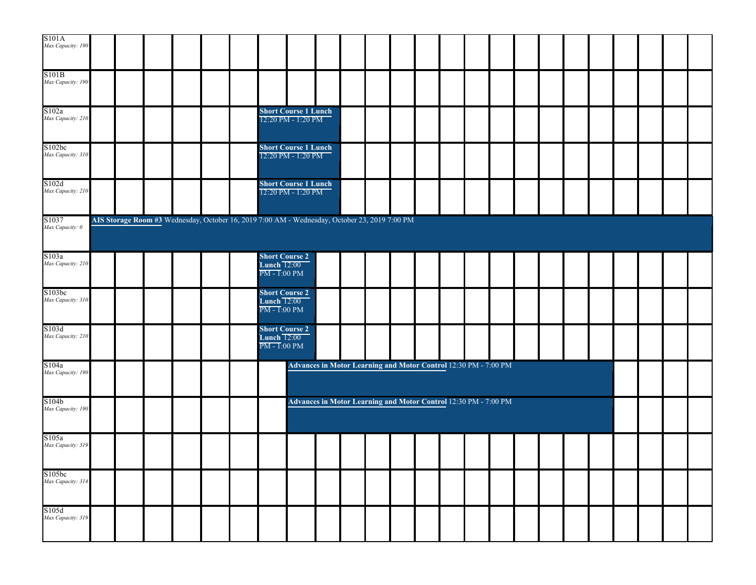| | |
|---|---|
| S101A *Max Capacity: 190* | |
| S101B *Max Capacity: 190* | |
| S102a *Max Capacity: 210* | **Short Course 1 Lunch** 12:20 PM - 1:20 PM |
| S102bc *Max Capacity: 310* | **Short Course 1 Lunch** 12:20 PM - 1:20 PM |
| S102d *Max Capacity: 210* | **Short Course 1 Lunch** 12:20 PM - 1:20 PM |
| S1037 *Max Capacity: 0* | **AIS Storage Room #3** Wednesday, October 16, 2019 7:00 AM - Wednesday, October 23, 2019 7:00 PM |
| S103a *Max Capacity: 210* | **Short Course 2 Lunch** 12:00 PM - 1:00 PM |
| S103bc *Max Capacity: 310* | **Short Course 2 Lunch** 12:00 PM - 1:00 PM |
| S103d *Max Capacity: 210* | **Short Course 2 Lunch** 12:00 PM - 1:00 PM |
| S104a *Max Capacity: 190* | **Advances in Motor Learning and Motor Control** 12:30 PM - 7:00 PM |
| S104b *Max Capacity: 190* | **Advances in Motor Learning and Motor Control** 12:30 PM - 7:00 PM |
| S105a *Max Capacity: 319* | |
| S105bc *Max Capacity: 314* | |
| S105d *Max Capacity: 319* | |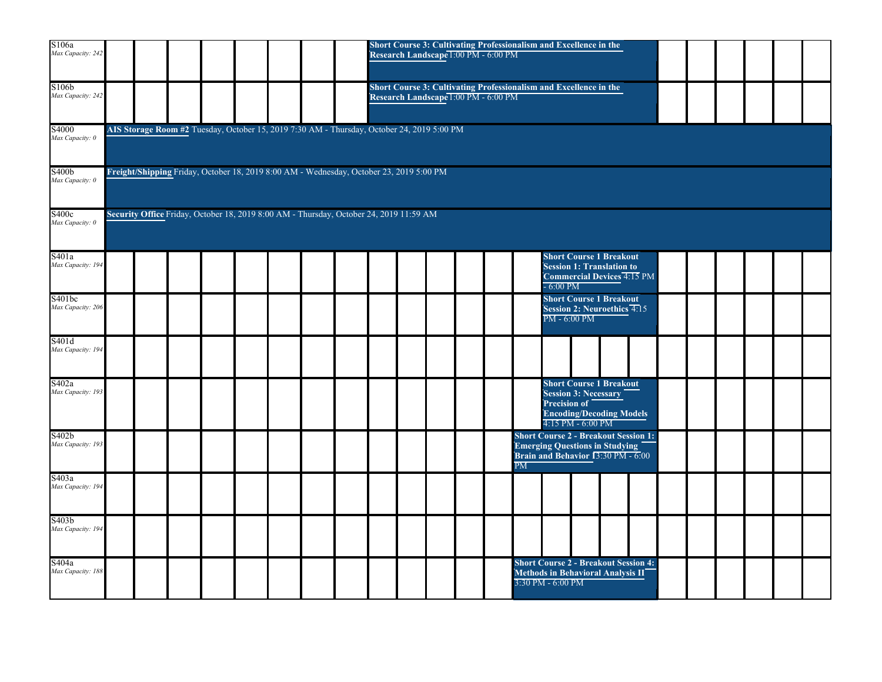| Room | Event |
| --- | --- |
| S106a *Max Capacity: 242* | **Short Course 3: Cultivating Professionalism and Excellence in the Research Landscape** 1:00 PM - 6:00 PM |
| S106b *Max Capacity: 242* | **Short Course 3: Cultivating Professionalism and Excellence in the Research Landscape** 1:00 PM - 6:00 PM |
| S4000 *Max Capacity: 0* | **AIS Storage Room #2** Tuesday, October 15, 2019 7:30 AM - Thursday, October 24, 2019 5:00 PM |
| S400b *Max Capacity: 0* | **Freight/Shipping** Friday, October 18, 2019 8:00 AM - Wednesday, October 23, 2019 5:00 PM |
| S400c *Max Capacity: 0* | **Security Office** Friday, October 18, 2019 8:00 AM - Thursday, October 24, 2019 11:59 AM |
| S401a *Max Capacity: 194* | **Short Course 1 Breakout Session 1: Translation to Commercial Devices** 4:15 PM - 6:00 PM |
| S401bc *Max Capacity: 206* | **Short Course 1 Breakout Session 2: Neuroethics** 4:15 PM - 6:00 PM |
| S401d *Max Capacity: 194* | |
| S402a *Max Capacity: 193* | **Short Course 1 Breakout Session 3: Necessary Precision of Encoding/Decoding Models** 4:15 PM - 6:00 PM |
| S402b *Max Capacity: 193* | **Short Course 2 - Breakout Session 1: Emerging Questions in Studying Brain and Behavior I** 3:30 PM - 6:00 PM |
| S403a *Max Capacity: 194* | |
| S403b *Max Capacity: 194* | |
| S404a *Max Capacity: 188* | **Short Course 2 - Breakout Session 4: Methods in Behavioral Analysis II** 3:30 PM - 6:00 PM |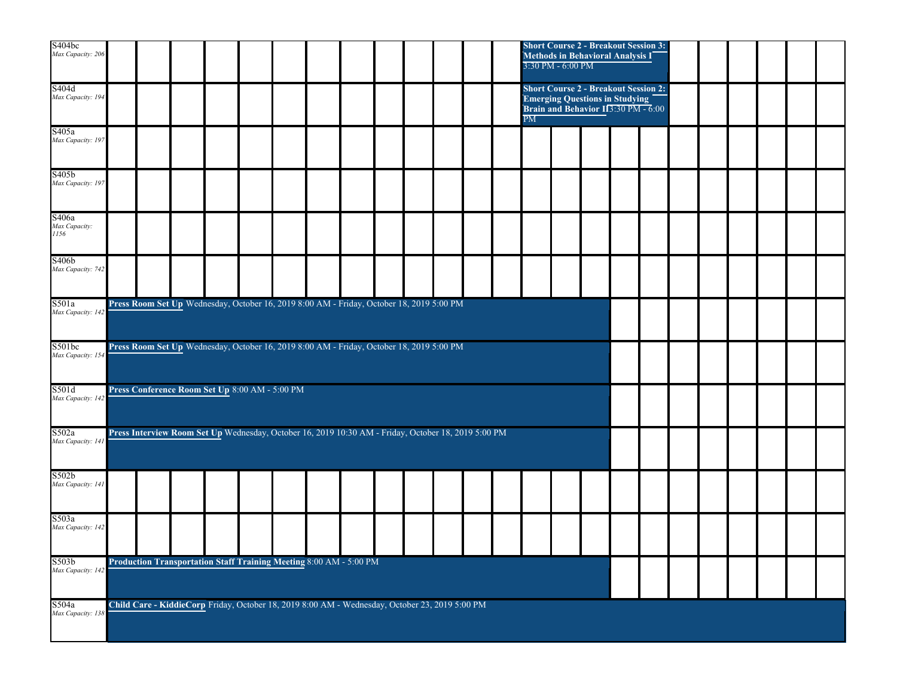| | |
|---|---|
| S404bc *Max Capacity: 206* | **Short Course 2 - Breakout Session 3: Methods in Behavioral Analysis I** 3:30 PM - 6:00 PM |
| S404d *Max Capacity: 194* | **Short Course 2 - Breakout Session 2: Emerging Questions in Studying Brain and Behavior II** 3:30 PM - 6:00 PM |
| S405a *Max Capacity: 197* | |
| S405b *Max Capacity: 197* | |
| S406a *Max Capacity: 1156* | |
| S406b *Max Capacity: 742* | |
| S501a *Max Capacity: 142* | **Press Room Set Up** Wednesday, October 16, 2019 8:00 AM - Friday, October 18, 2019 5:00 PM |
| S501bc *Max Capacity: 154* | **Press Room Set Up** Wednesday, October 16, 2019 8:00 AM - Friday, October 18, 2019 5:00 PM |
| S501d *Max Capacity: 142* | **Press Conference Room Set Up** 8:00 AM - 5:00 PM |
| S502a *Max Capacity: 141* | **Press Interview Room Set Up** Wednesday, October 16, 2019 10:30 AM - Friday, October 18, 2019 5:00 PM |
| S502b *Max Capacity: 141* | |
| S503a *Max Capacity: 142* | |
| S503b *Max Capacity: 142* | **Production Transportation Staff Training Meeting** 8:00 AM - 5:00 PM |
| S504a *Max Capacity: 138* | **Child Care - KiddieCorp** Friday, October 18, 2019 8:00 AM - Wednesday, October 23, 2019 5:00 PM |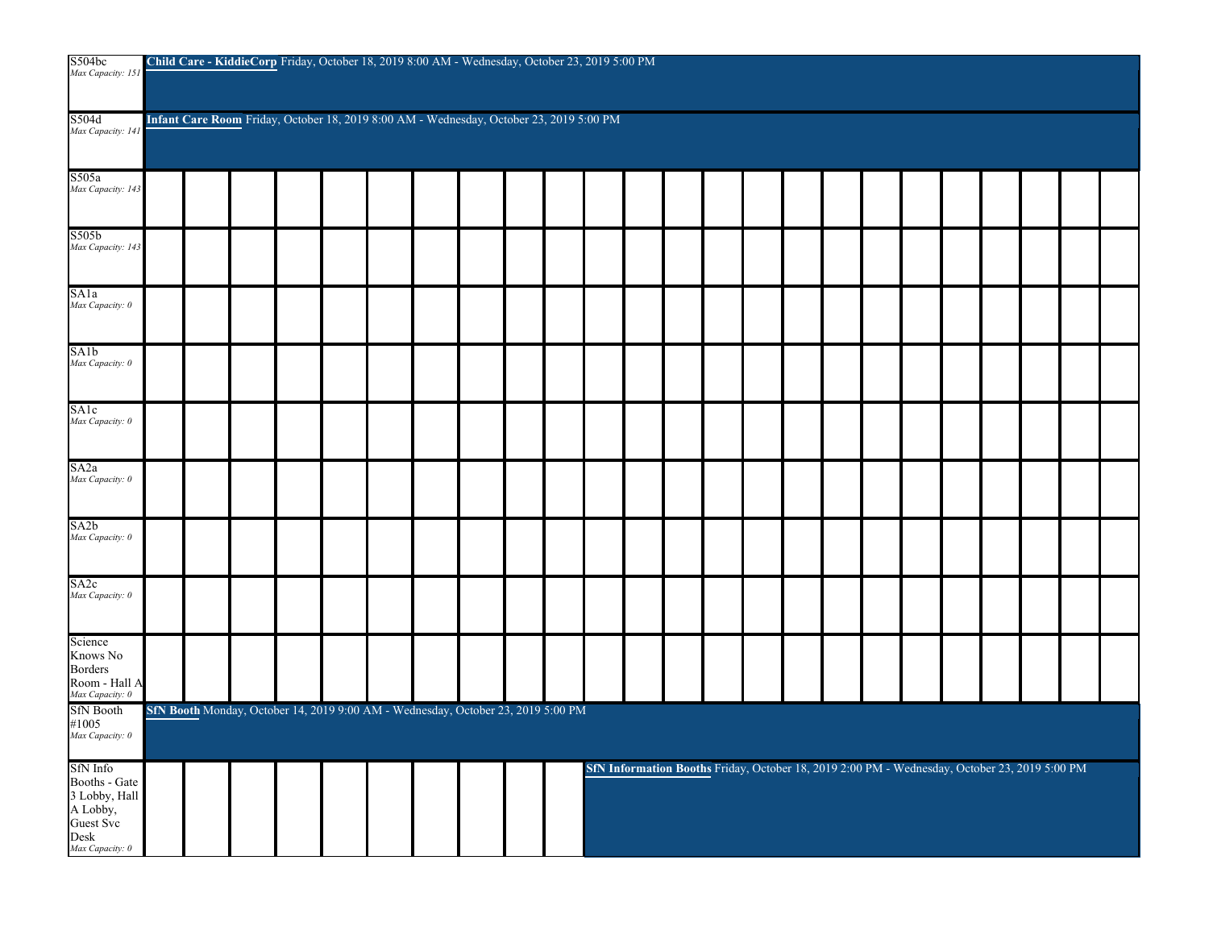| | |
|---|---|
| S504bc *Max Capacity: 151* | **Child Care - KiddieCorp** Friday, October 18, 2019 8:00 AM - Wednesday, October 23, 2019 5:00 PM |
| S504d *Max Capacity: 141* | **Infant Care Room** Friday, October 18, 2019 8:00 AM - Wednesday, October 23, 2019 5:00 PM |
| S505a *Max Capacity: 143* | |
| S505b *Max Capacity: 143* | |
| SA1a *Max Capacity: 0* | |
| SA1b *Max Capacity: 0* | |
| SA1c *Max Capacity: 0* | |
| SA2a *Max Capacity: 0* | |
| SA2b *Max Capacity: 0* | |
| SA2c *Max Capacity: 0* | |
| Science Knows No Borders Room - Hall A *Max Capacity: 0* | |
| SfN Booth #1005 *Max Capacity: 0* | **SfN Booth** Monday, October 14, 2019 9:00 AM - Wednesday, October 23, 2019 5:00 PM |
| SfN Info Booths - Gate 3 Lobby, Hall A Lobby, Guest Svc Desk *Max Capacity: 0* | **SfN Information Booths** Friday, October 18, 2019 2:00 PM - Wednesday, October 23, 2019 5:00 PM |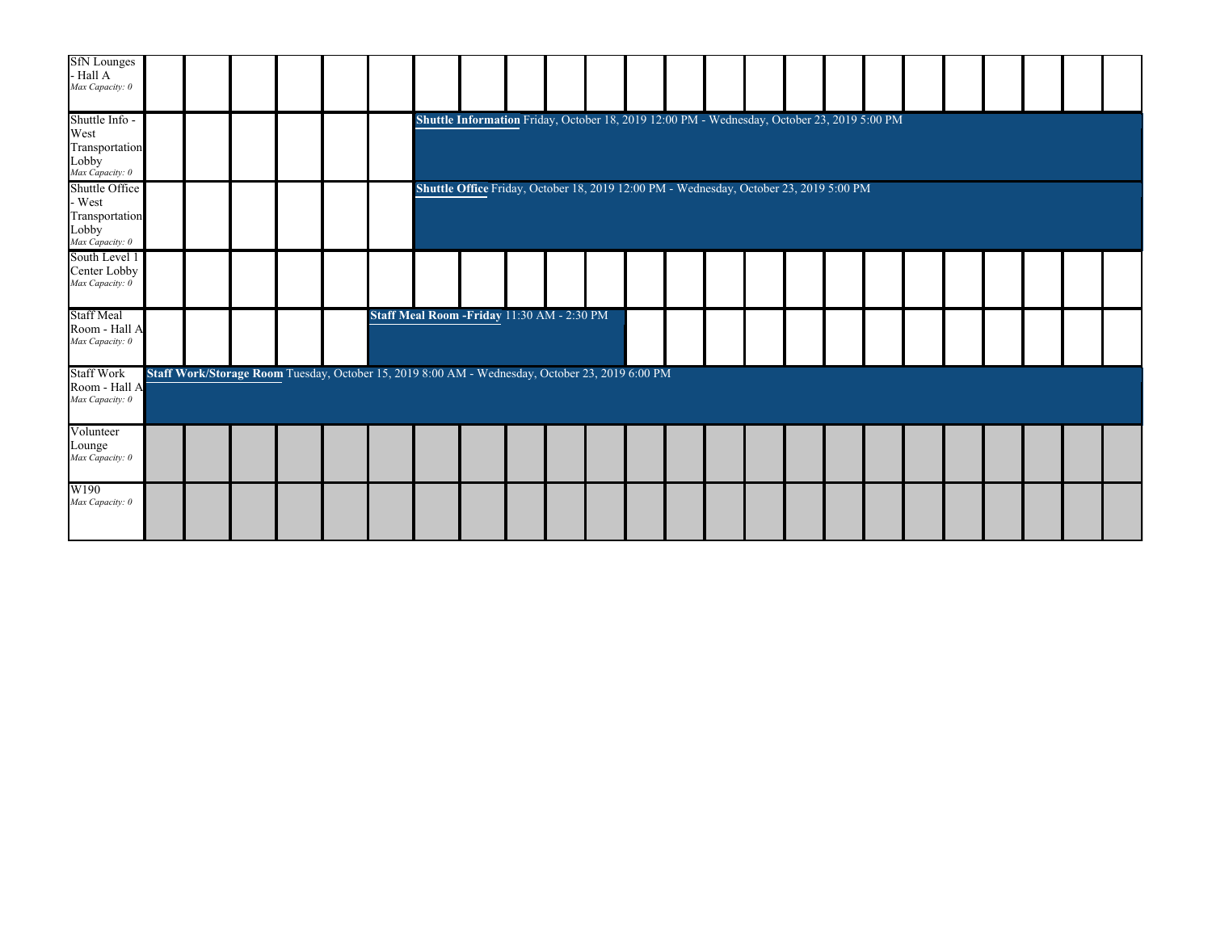| | |
|---|---|
| SfN Lounges - Hall A *Max Capacity: 0* | |
| Shuttle Info - West Transportation Lobby *Max Capacity: 0* | **Shuttle Information** Friday, October 18, 2019 12:00 PM - Wednesday, October 23, 2019 5:00 PM |
| Shuttle Office - West Transportation Lobby *Max Capacity: 0* | **Shuttle Office** Friday, October 18, 2019 12:00 PM - Wednesday, October 23, 2019 5:00 PM |
| South Level 1 Center Lobby *Max Capacity: 0* | |
| Staff Meal Room - Hall A *Max Capacity: 0* | **Staff Meal Room -Friday** 11:30 AM - 2:30 PM |
| Staff Work Room - Hall A *Max Capacity: 0* | **Staff Work/Storage Room** Tuesday, October 15, 2019 8:00 AM - Wednesday, October 23, 2019 6:00 PM |
| Volunteer Lounge *Max Capacity: 0* | |
| W190 *Max Capacity: 0* | |